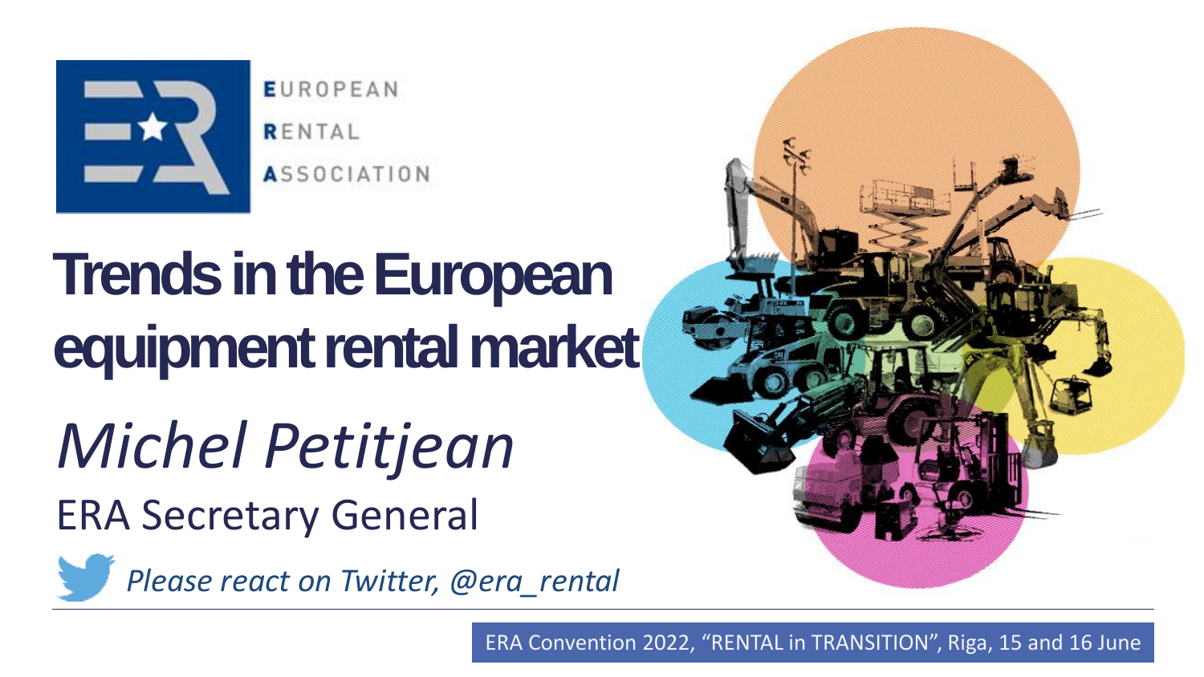EUROPEAN
RENTAL
ASSOCIATION

# Trends in the European equipment rental market

*Michel Petitjean*

ERA Secretary General

*Please react on Twitter, @era_rental*

ERA Convention 2022, “RENTAL in TRANSITION”, Riga, 15 and 16 June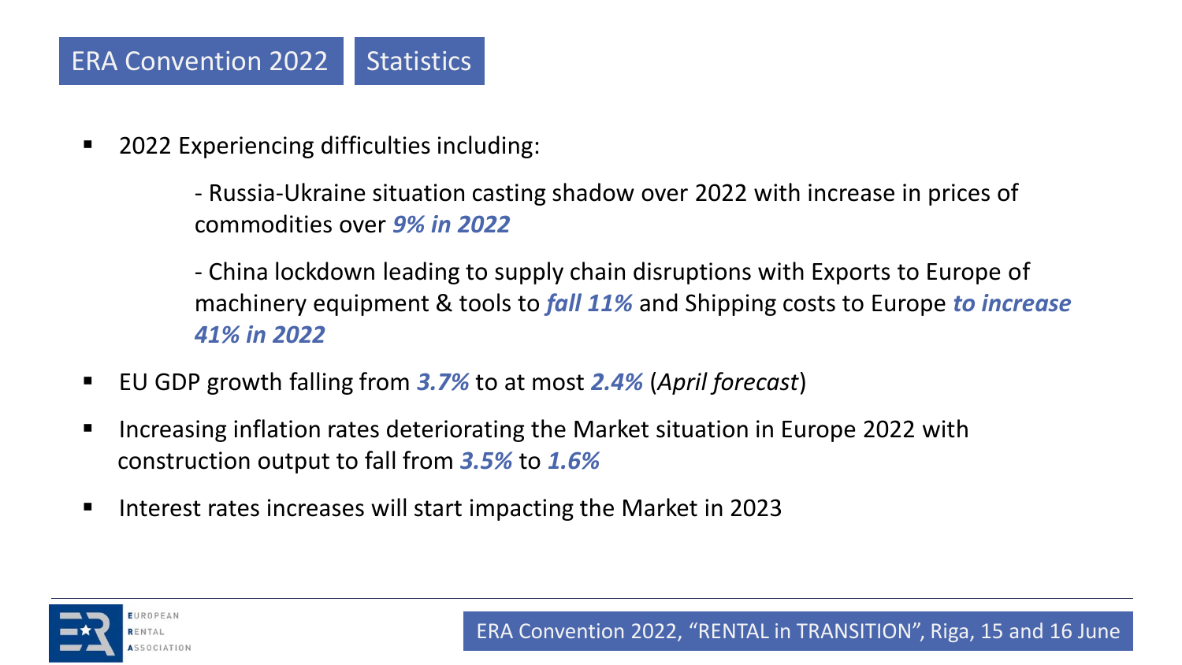## ERA Convention 2022 | Statistics

- 2022 Experiencing difficulties including:

  - Russia-Ukraine situation casting shadow over 2022 with increase in prices of commodities over ***9% in 2022***

  - China lockdown leading to supply chain disruptions with Exports to Europe of machinery equipment & tools to ***fall 11%*** and Shipping costs to Europe ***to increase 41% in 2022***

- EU GDP growth falling from ***3.7%*** to at most ***2.4%*** (*April forecast*)
- Increasing inflation rates deteriorating the Market situation in Europe 2022 with construction output to fall from ***3.5%*** to ***1.6%***
- Interest rates increases will start impacting the Market in 2023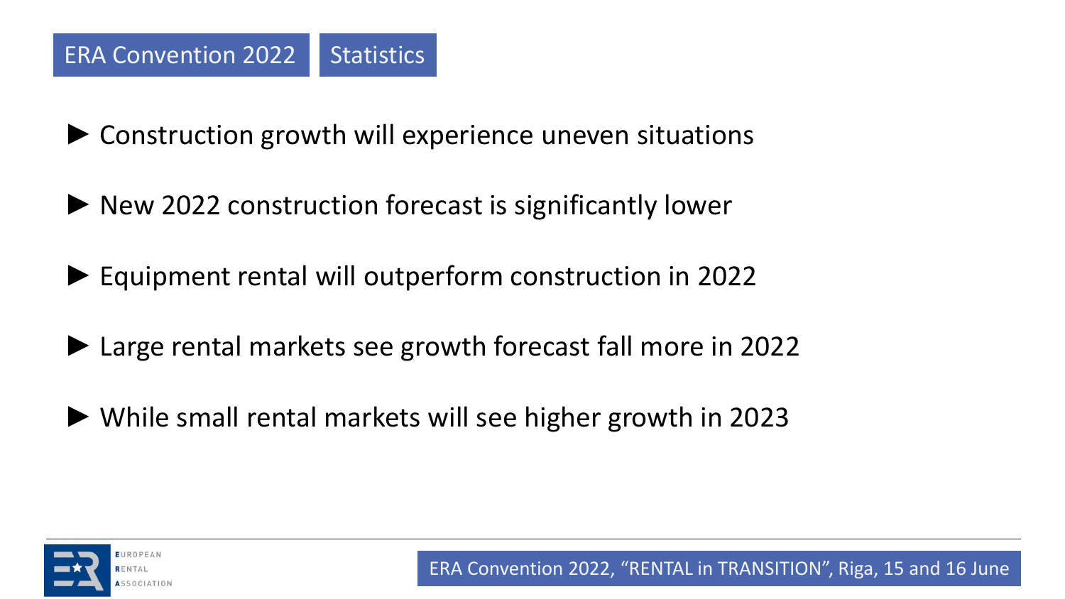ERA Convention 2022 | Statistics

- Construction growth will experience uneven situations
- New 2022 construction forecast is significantly lower
- Equipment rental will outperform construction in 2022
- Large rental markets see growth forecast fall more in 2022
- While small rental markets will see higher growth in 2023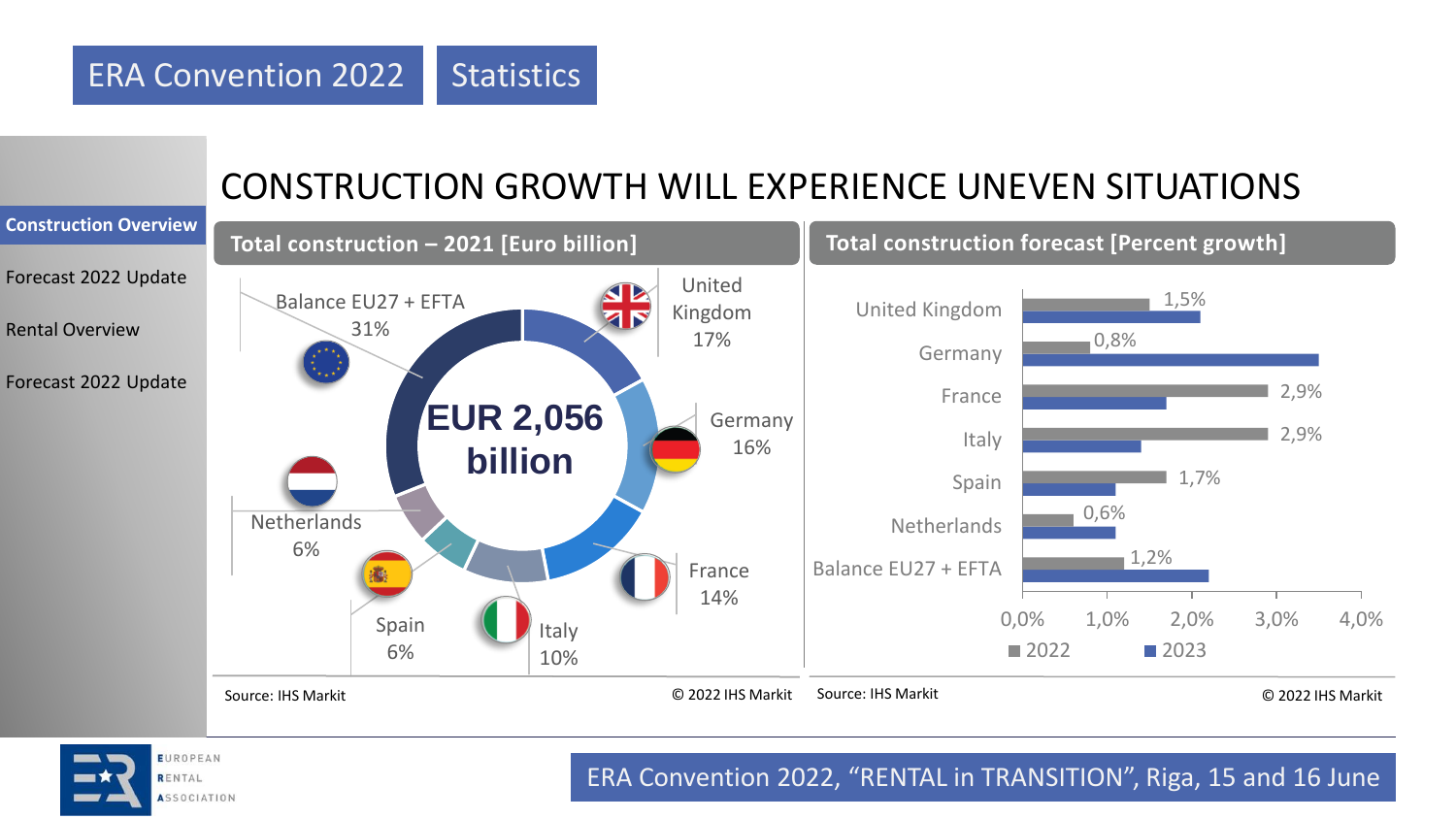ERA Convention 2022 | Statistics

- **Construction Overview**
- Forecast 2022 Update
- Rental Overview
- Forecast 2022 Update

# CONSTRUCTION GROWTH WILL EXPERIENCE UNEVEN SITUATIONS

## Total construction – 2021 [Euro billion]

**EUR 2,056 billion**

| Country | Share |
|---|---|
| United Kingdom | 17% |
| Germany | 16% |
| France | 14% |
| Italy | 10% |
| Spain | 6% |
| Netherlands | 6% |
| Balance EU27 + EFTA | 31% |

Source: IHS Markit © 2022 IHS Markit

## Total construction forecast [Percent growth]

| Country | 2022 |
|---|---|
| United Kingdom | 1,5% |
| Germany | 0,8% |
| France | 2,9% |
| Italy | 2,9% |
| Spain | 1,7% |
| Netherlands | 0,6% |
| Balance EU27 + EFTA | 1,2% |

Axis: 0,0% 1,0% 2,0% 3,0% 4,0%

Legend: 2022, 2023

Source: IHS Markit © 2022 IHS Markit

ERA Convention 2022, “RENTAL in TRANSITION”, Riga, 15 and 16 June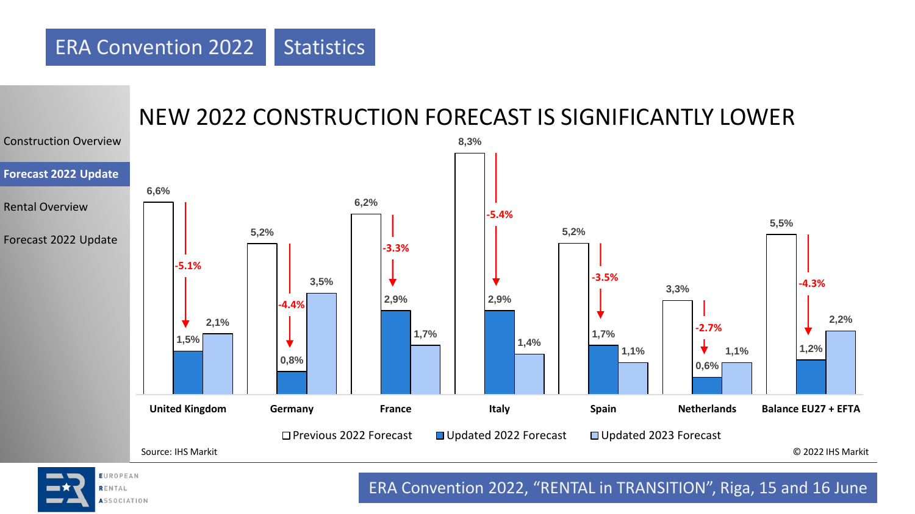ERA Convention 2022 | Statistics

- Construction Overview
- **Forecast 2022 Update**
- Rental Overview
- Forecast 2022 Update

# NEW 2022 CONSTRUCTION FORECAST IS SIGNIFICANTLY LOWER

| | Previous 2022 Forecast | Updated 2022 Forecast | Updated 2023 Forecast | Change |
|---|---|---|---|---|
| United Kingdom | 6,6% | 1,5% | 2,1% | -5.1% |
| Germany | 5,2% | 0,8% | 3,5% | -4.4% |
| France | 6,2% | 2,9% | 1,7% | -3.3% |
| Italy | 8,3% | 2,9% | 1,4% | -5.4% |
| Spain | 5,2% | 1,7% | 1,1% | -3.5% |
| Netherlands | 3,3% | 0,6% | 1,1% | -2.7% |
| Balance EU27 + EFTA | 5,5% | 1,2% | 2,2% | -4.3% |

Source: IHS Markit

© 2022 IHS Markit

ERA Convention 2022, "RENTAL in TRANSITION", Riga, 15 and 16 June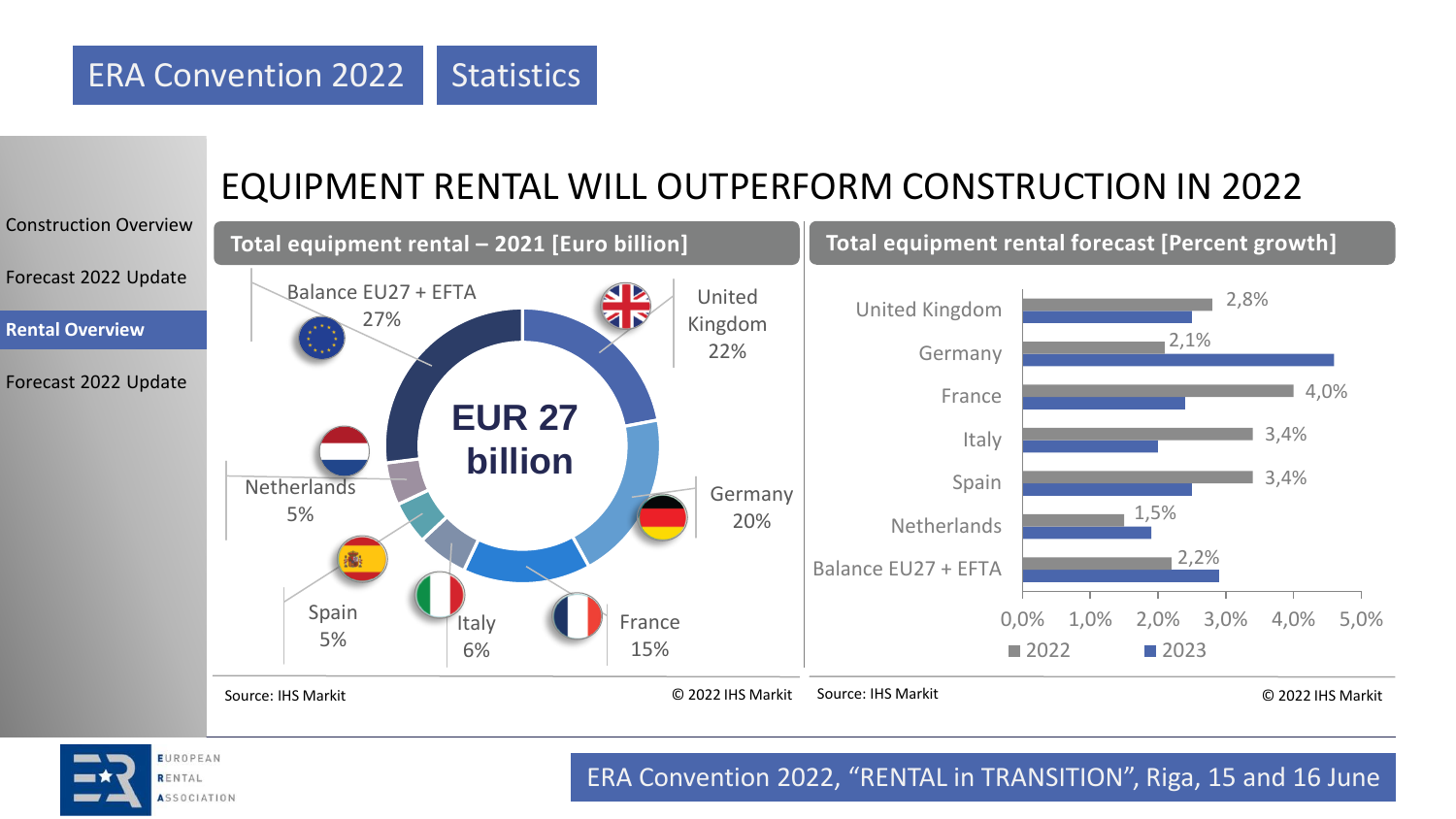ERA Convention 2022 | Statistics

- Construction Overview
- Forecast 2022 Update
- **Rental Overview**
- Forecast 2022 Update

# EQUIPMENT RENTAL WILL OUTPERFORM CONSTRUCTION IN 2022

## Total equipment rental – 2021 [Euro billion]

**EUR 27 billion**

| Country | Share |
|---|---|
| Balance EU27 + EFTA | 27% |
| United Kingdom | 22% |
| Germany | 20% |
| France | 15% |
| Italy | 6% |
| Spain | 5% |
| Netherlands | 5% |

Source: IHS Markit © 2022 IHS Markit

## Total equipment rental forecast [Percent growth]

| Country | 2022 |
|---|---|
| United Kingdom | 2,8% |
| Germany | 2,1% |
| France | 4,0% |
| Italy | 3,4% |
| Spain | 3,4% |
| Netherlands | 1,5% |
| Balance EU27 + EFTA | 2,2% |

Legend: 2022, 2023

Source: IHS Markit © 2022 IHS Markit

ERA Convention 2022, "RENTAL in TRANSITION", Riga, 15 and 16 June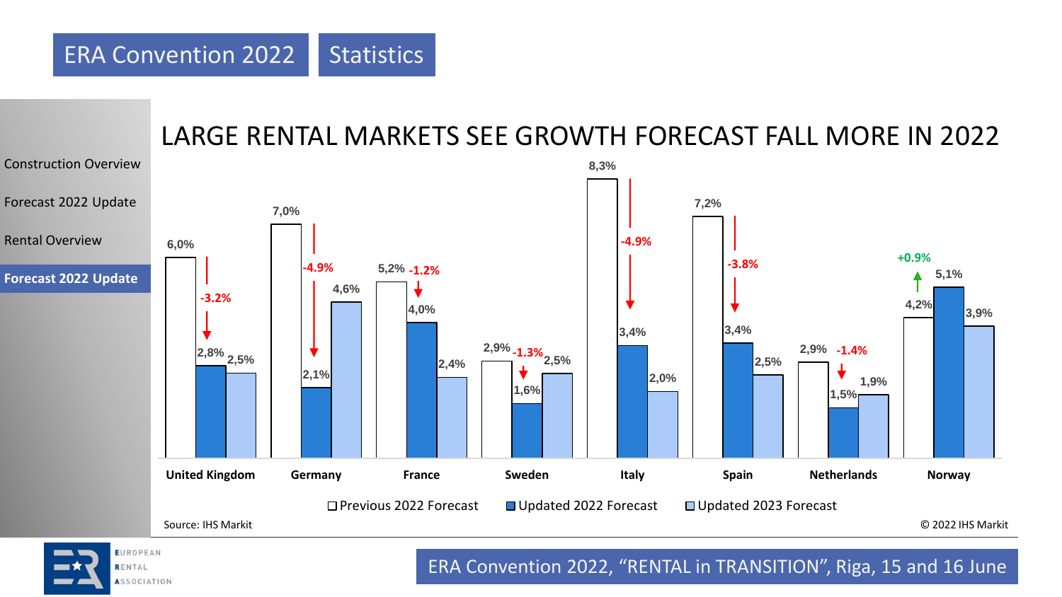ERA Convention 2022 | Statistics

- Construction Overview
- Forecast 2022 Update
- Rental Overview
- **Forecast 2022 Update**

# LARGE RENTAL MARKETS SEE GROWTH FORECAST FALL MORE IN 2022

| Country | Previous 2022 Forecast | Updated 2022 Forecast | Updated 2023 Forecast | Change |
|---|---|---|---|---|
| United Kingdom | 6,0% | 2,8% | 2,5% | -3.2% |
| Germany | 7,0% | 2,1% | 4,6% | -4.9% |
| France | 5,2% | 4,0% | 2,4% | -1.2% |
| Sweden | 2,9% | 1,6% | 2,5% | -1.3% |
| Italy | 8,3% | 3,4% | 2,0% | -4.9% |
| Spain | 7,2% | 3,4% | 2,5% | -3.8% |
| Netherlands | 2,9% | 1,5% | 1,9% | -1.4% |
| Norway | 4,2% | 5,1% | 3,9% | +0.9% |

Source: IHS Markit

© 2022 IHS Markit

ERA Convention 2022, “RENTAL in TRANSITION”, Riga, 15 and 16 June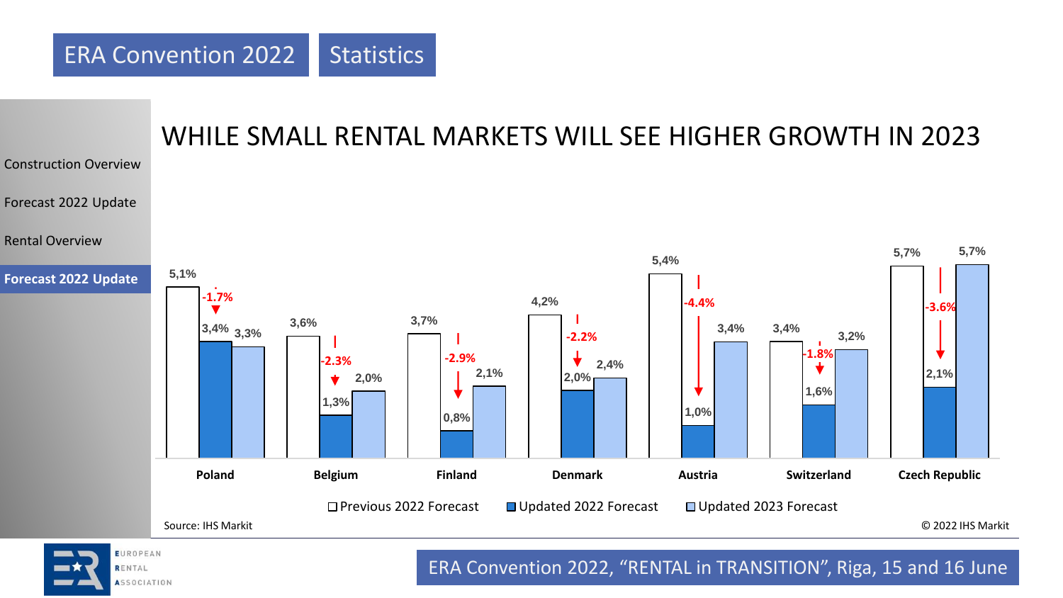ERA Convention 2022 | Statistics

Construction Overview

Forecast 2022 Update

Rental Overview

**Forecast 2022 Update**

# WHILE SMALL RENTAL MARKETS WILL SEE HIGHER GROWTH IN 2023

Poland: 5,1% | -1.7% | 3,4% | 3,3%

Belgium: 3,6% | -2.3% | 1,3% | 2,0%

Finland: 3,7% | -2.9% | 0,8% | 2,1%

Denmark: 4,2% | -2.2% | 2,0% | 2,4%

Austria: 5,4% | -4.4% | 1,0% | 3,4%

Switzerland: 3,4% | -1.8% | 1,6% | 3,2%

Czech Republic: 5,7% | -3.6% | 2,1% | 5,7%

Previous 2022 Forecast | Updated 2022 Forecast | Updated 2023 Forecast

Source: IHS Markit

© 2022 IHS Markit

EUROPEAN RENTAL ASSOCIATION

ERA Convention 2022, "RENTAL in TRANSITION", Riga, 15 and 16 June